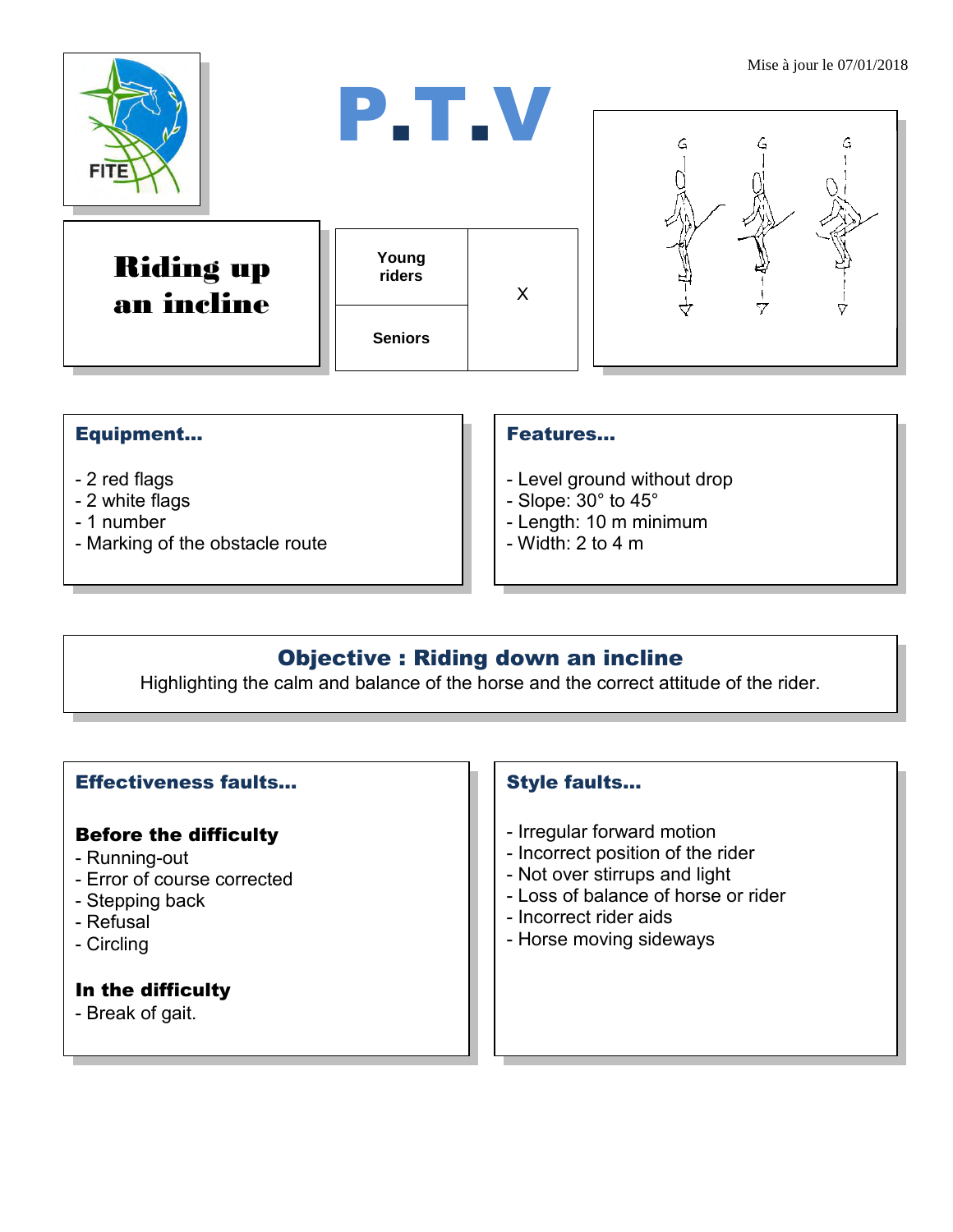Mise à jour le 07/01/2018

# P.T.V

## Riding up an incline

| Young riders | X |
|---|---|
| Seniors | |

### Equipment...

- 2 red flags
- 2 white flags
- 1 number
- Marking of the obstacle route

### Features...

- Level ground without drop
- Slope: 30° to 45°
- Length: 10 m minimum
- Width: 2 to 4 m

### Objective : Riding down an incline

Highlighting the calm and balance of the horse and the correct attitude of the rider.

### Effectiveness faults...

**Before the difficulty**

- Running-out
- Error of course corrected
- Stepping back
- Refusal
- Circling

**In the difficulty**

- Break of gait.

### Style faults...

- Irregular forward motion
- Incorrect position of the rider
- Not over stirrups and light
- Loss of balance of horse or rider
- Incorrect rider aids
- Horse moving sideways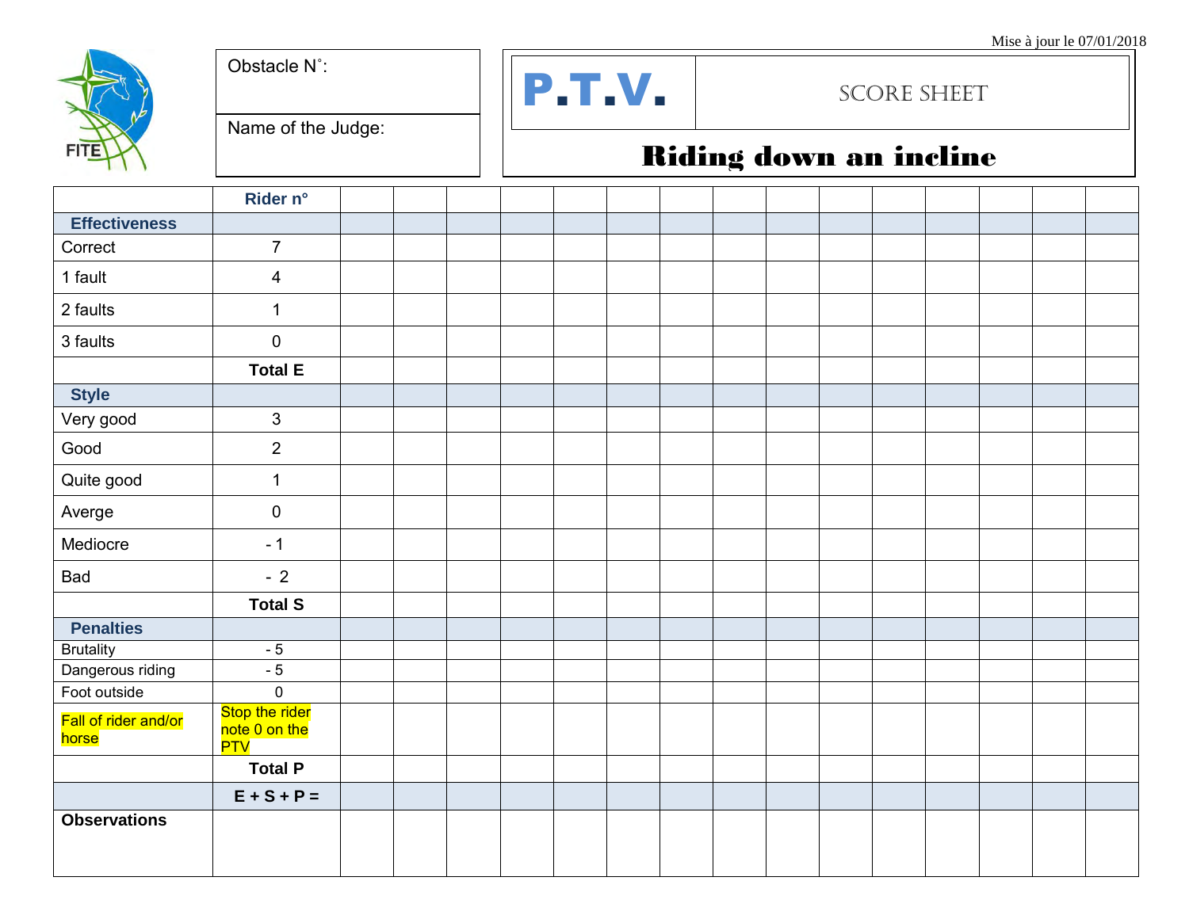Mise à jour le 07/01/2018

FITE

| Obstacle N°: |
|---|
| Name of the Judge: |

# P.T.V.

SCORE SHEET

## Riding down an incline

| | Rider n° | | | | | | | | | | | | | | | |
|---|---|---|---|---|---|---|---|---|---|---|---|---|---|---|---|---|
| **Effectiveness** | | | | | | | | | | | | | | | | |
| Correct | 7 | | | | | | | | | | | | | | | |
| 1 fault | 4 | | | | | | | | | | | | | | | |
| 2 faults | 1 | | | | | | | | | | | | | | | |
| 3 faults | 0 | | | | | | | | | | | | | | | |
| | **Total E** | | | | | | | | | | | | | | | |
| **Style** | | | | | | | | | | | | | | | | |
| Very good | 3 | | | | | | | | | | | | | | | |
| Good | 2 | | | | | | | | | | | | | | | |
| Quite good | 1 | | | | | | | | | | | | | | | |
| Averge | 0 | | | | | | | | | | | | | | | |
| Mediocre | - 1 | | | | | | | | | | | | | | | |
| Bad | - 2 | | | | | | | | | | | | | | | |
| | **Total S** | | | | | | | | | | | | | | | |
| **Penalties** | | | | | | | | | | | | | | | | |
| Brutality | - 5 | | | | | | | | | | | | | | | |
| Dangerous riding | - 5 | | | | | | | | | | | | | | | |
| Foot outside | 0 | | | | | | | | | | | | | | | |
| Fall of rider and/or horse | Stop the rider note 0 on the PTV | | | | | | | | | | | | | | | |
| | **Total P** | | | | | | | | | | | | | | | |
| | **E + S + P =** | | | | | | | | | | | | | | | |
| **Observations** | | | | | | | | | | | | | | | | |